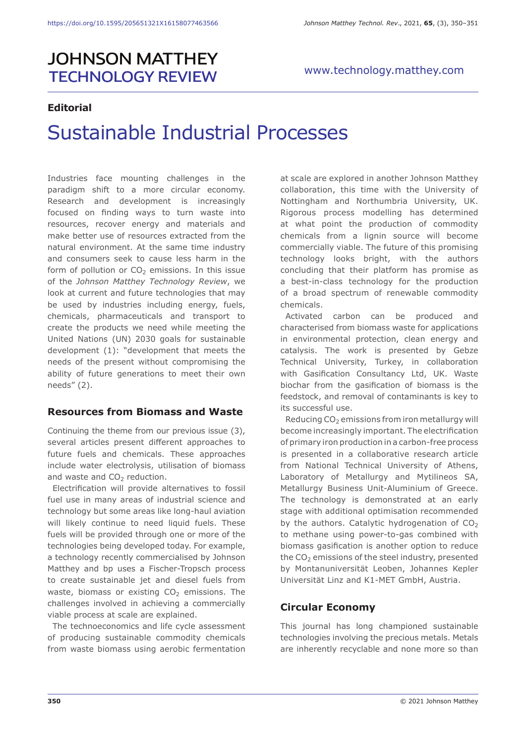# JOHNSON MATTHEY TECHNOLOGY REVIEW

www.technology.matthey.com

**Editorial**

# Sustainable Industrial Processes

Industries face mounting challenges in the paradigm shift to a more circular economy. Research and development is increasingly focused on finding ways to turn waste into resources, recover energy and materials and make better use of resources extracted from the natural environment. At the same time industry and consumers seek to cause less harm in the form of pollution or $CO_2$ emissions. In this issue of the *Johnson Matthey Technology Review*, we look at current and future technologies that may be used by industries including energy, fuels, chemicals, pharmaceuticals and transport to create the products we need while meeting the United Nations (UN) 2030 goals for sustainable development (1): "development that meets the needs of the present without compromising the ability of future generations to meet their own needs" (2).

## Resources from Biomass and Waste

Continuing the theme from our previous issue (3), several articles present different approaches to future fuels and chemicals. These approaches include water electrolysis, utilisation of biomass and waste and $CO_2$ reduction.

Electrification will provide alternatives to fossil fuel use in many areas of industrial science and technology but some areas like long-haul aviation will likely continue to need liquid fuels. These fuels will be provided through one or more of the technologies being developed today. For example, a technology recently commercialised by Johnson Matthey and bp uses a Fischer-Tropsch process to create sustainable jet and diesel fuels from waste, biomass or existing $CO_2$ emissions. The challenges involved in achieving a commercially viable process at scale are explained.

The technoeconomics and life cycle assessment of producing sustainable commodity chemicals from waste biomass using aerobic fermentation at scale are explored in another Johnson Matthey collaboration, this time with the University of Nottingham and Northumbria University, UK. Rigorous process modelling has determined at what point the production of commodity chemicals from a lignin source will become commercially viable. The future of this promising technology looks bright, with the authors concluding that their platform has promise as a best-in-class technology for the production of a broad spectrum of renewable commodity chemicals.

Activated carbon can be produced and characterised from biomass waste for applications in environmental protection, clean energy and catalysis. The work is presented by Gebze Technical University, Turkey, in collaboration with Gasification Consultancy Ltd, UK. Waste biochar from the gasification of biomass is the feedstock, and removal of contaminants is key to its successful use.

Reducing $CO_2$ emissions from iron metallurgy will become increasingly important. The electrification of primary iron production in a carbon-free process is presented in a collaborative research article from National Technical University of Athens, Laboratory of Metallurgy and Mytilineos SA, Metallurgy Business Unit-Aluminium of Greece. The technology is demonstrated at an early stage with additional optimisation recommended by the authors. Catalytic hydrogenation of $CO_2$ to methane using power-to-gas combined with biomass gasification is another option to reduce the $CO_2$ emissions of the steel industry, presented by Montanuniversität Leoben, Johannes Kepler Universität Linz and K1-MET GmbH, Austria.

## Circular Economy

This journal has long championed sustainable technologies involving the precious metals. Metals are inherently recyclable and none more so than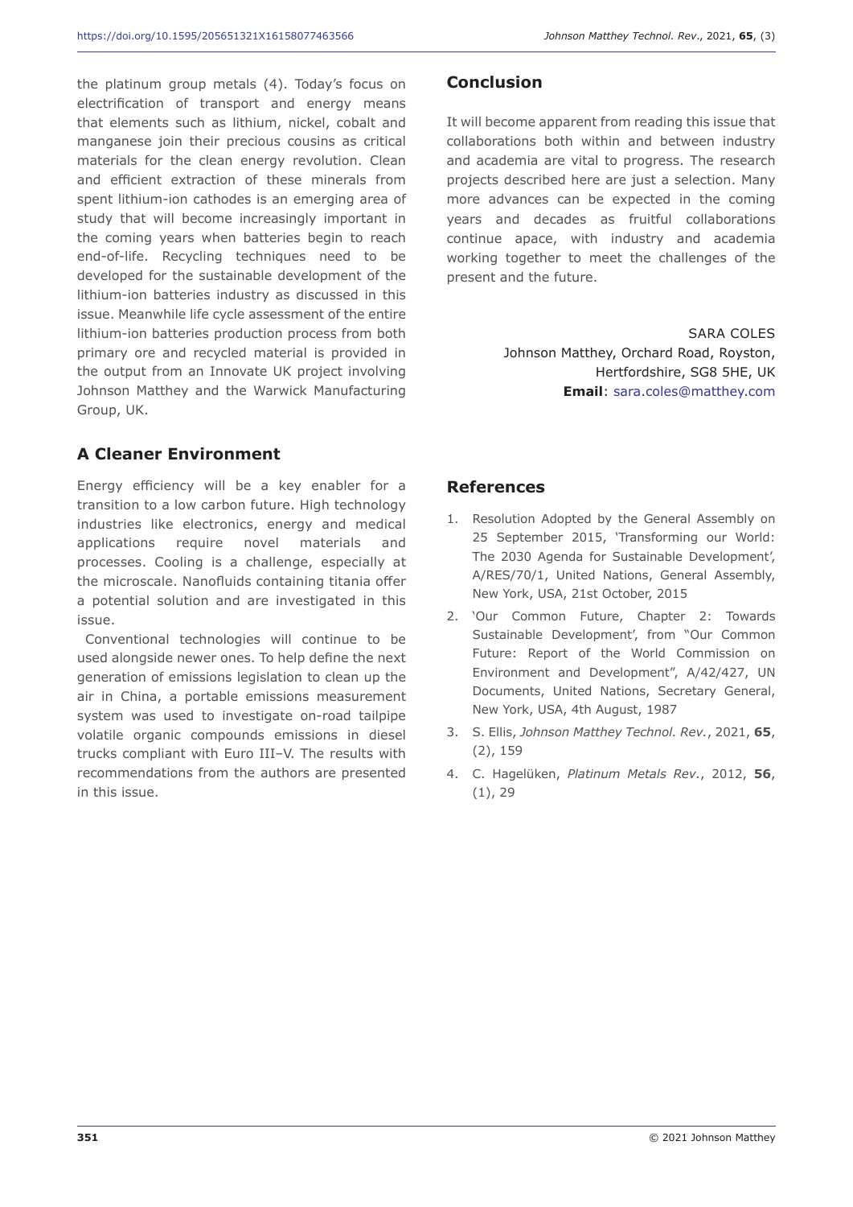the platinum group metals (4). Today's focus on electrification of transport and energy means that elements such as lithium, nickel, cobalt and manganese join their precious cousins as critical materials for the clean energy revolution. Clean and efficient extraction of these minerals from spent lithium-ion cathodes is an emerging area of study that will become increasingly important in the coming years when batteries begin to reach end-of-life. Recycling techniques need to be developed for the sustainable development of the lithium-ion batteries industry as discussed in this issue. Meanwhile life cycle assessment of the entire lithium-ion batteries production process from both primary ore and recycled material is provided in the output from an Innovate UK project involving Johnson Matthey and the Warwick Manufacturing Group, UK.

## A Cleaner Environment

Energy efficiency will be a key enabler for a transition to a low carbon future. High technology industries like electronics, energy and medical applications require novel materials and processes. Cooling is a challenge, especially at the microscale. Nanofluids containing titania offer a potential solution and are investigated in this issue.

Conventional technologies will continue to be used alongside newer ones. To help define the next generation of emissions legislation to clean up the air in China, a portable emissions measurement system was used to investigate on-road tailpipe volatile organic compounds emissions in diesel trucks compliant with Euro III–V. The results with recommendations from the authors are presented in this issue.

## Conclusion

It will become apparent from reading this issue that collaborations both within and between industry and academia are vital to progress. The research projects described here are just a selection. Many more advances can be expected in the coming years and decades as fruitful collaborations continue apace, with industry and academia working together to meet the challenges of the present and the future.

SARA COLES
Johnson Matthey, Orchard Road, Royston, Hertfordshire, SG8 5HE, UK
**Email**: sara.coles@matthey.com

## References

1. Resolution Adopted by the General Assembly on 25 September 2015, 'Transforming our World: The 2030 Agenda for Sustainable Development', A/RES/70/1, United Nations, General Assembly, New York, USA, 21st October, 2015
2. 'Our Common Future, Chapter 2: Towards Sustainable Development', from "Our Common Future: Report of the World Commission on Environment and Development", A/42/427, UN Documents, United Nations, Secretary General, New York, USA, 4th August, 1987
3. S. Ellis, *Johnson Matthey Technol. Rev.*, 2021, **65**, (2), 159
4. C. Hagelüken, *Platinum Metals Rev.*, 2012, **56**, (1), 29